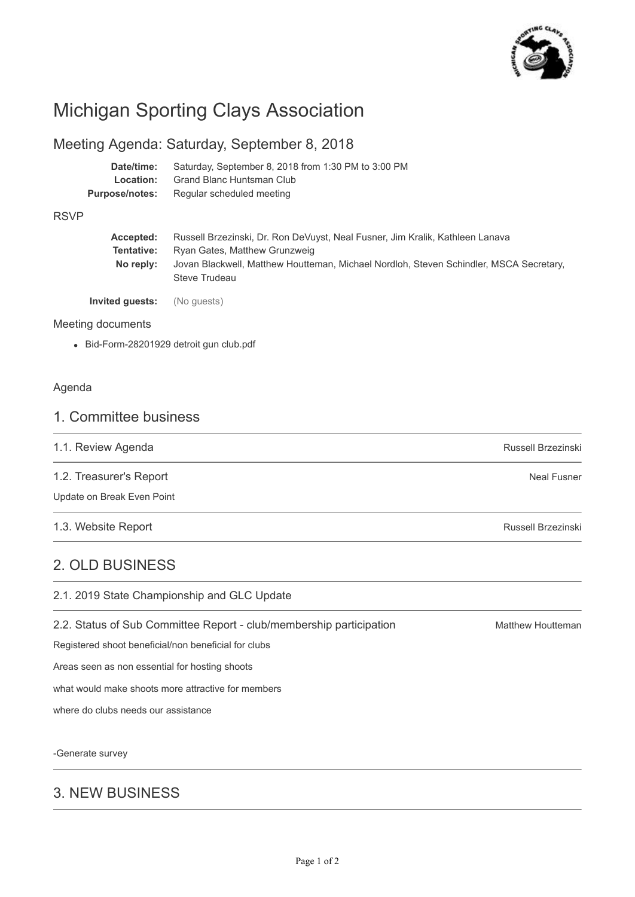# Michigan Sporting Clays Association

## Meeting Agenda: Saturday, September 8, 2018

**Date/time:** Saturday, September 8, 2018 from 1:30 PM to 3:00 PM
**Location:** Grand Blanc Huntsman Club
**Purpose/notes:** Regular scheduled meeting

RSVP

**Accepted:** Russell Brzezinski, Dr. Ron DeVuyst, Neal Fusner, Jim Kralik, Kathleen Lanava
**Tentative:** Ryan Gates, Matthew Grunzweig
**No reply:** Jovan Blackwell, Matthew Houtteman, Michael Nordloh, Steven Schindler, MSCA Secretary, Steve Trudeau

**Invited guests:** (No guests)

Meeting documents

- Bid-Form-28201929 detroit gun club.pdf

Agenda

## 1. Committee business

### 1.1. Review Agenda — Russell Brzezinski

### 1.2. Treasurer's Report — Neal Fusner

Update on Break Even Point

### 1.3. Website Report — Russell Brzezinski

## 2. OLD BUSINESS

### 2.1. 2019 State Championship and GLC Update

### 2.2. Status of Sub Committee Report - club/membership participation — Matthew Houtteman

Registered shoot beneficial/non beneficial for clubs

Areas seen as non essential for hosting shoots

what would make shoots more attractive for members

where do clubs needs our assistance

-Generate survey

## 3. NEW BUSINESS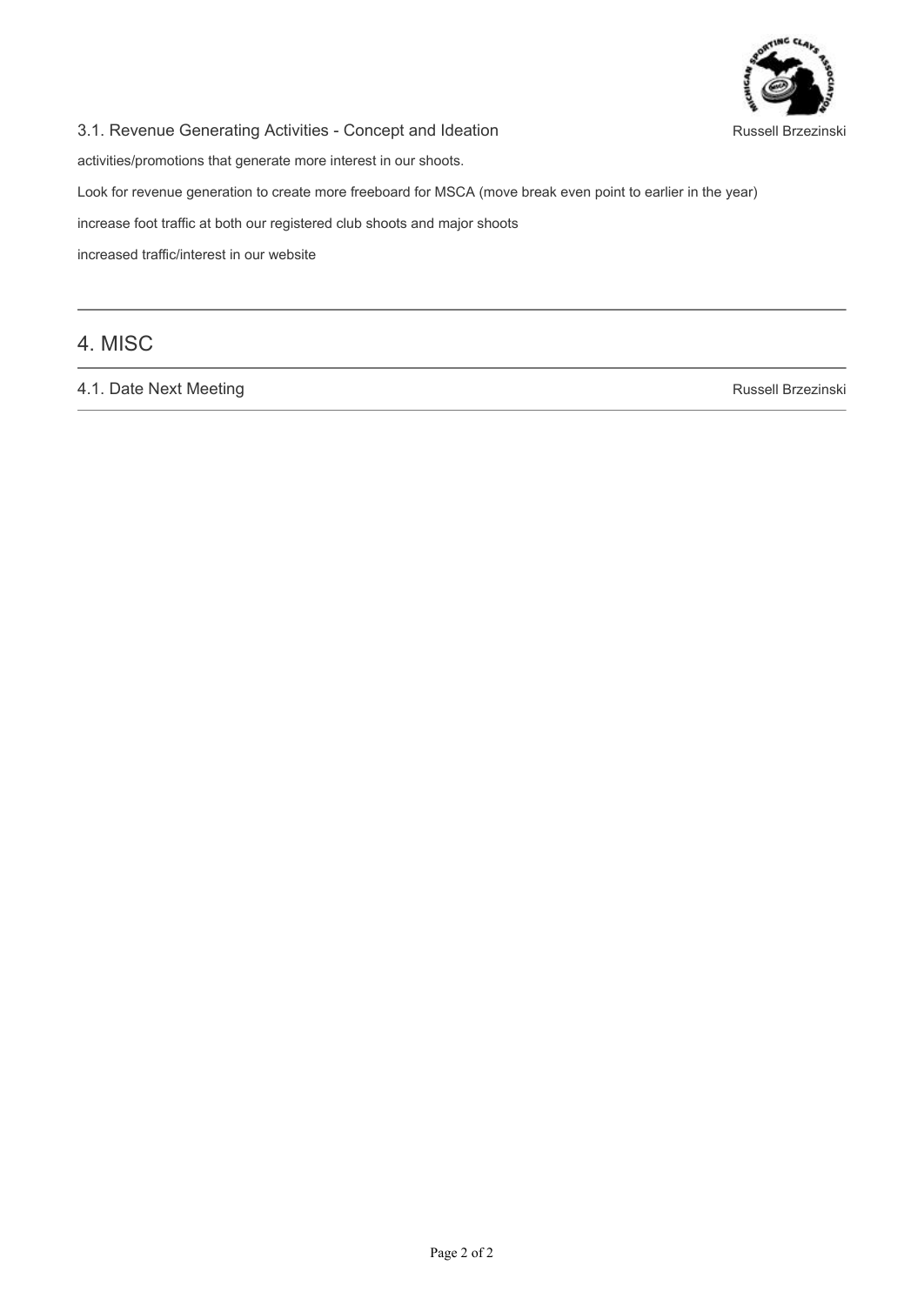### 3.1. Revenue Generating Activities - Concept and Ideation

Russell Brzezinski

activities/promotions that generate more interest in our shoots.

Look for revenue generation to create more freeboard for MSCA (move break even point to earlier in the year)

increase foot traffic at both our registered club shoots and major shoots

increased traffic/interest in our website

## 4. MISC

### 4.1. Date Next Meeting

Russell Brzezinski